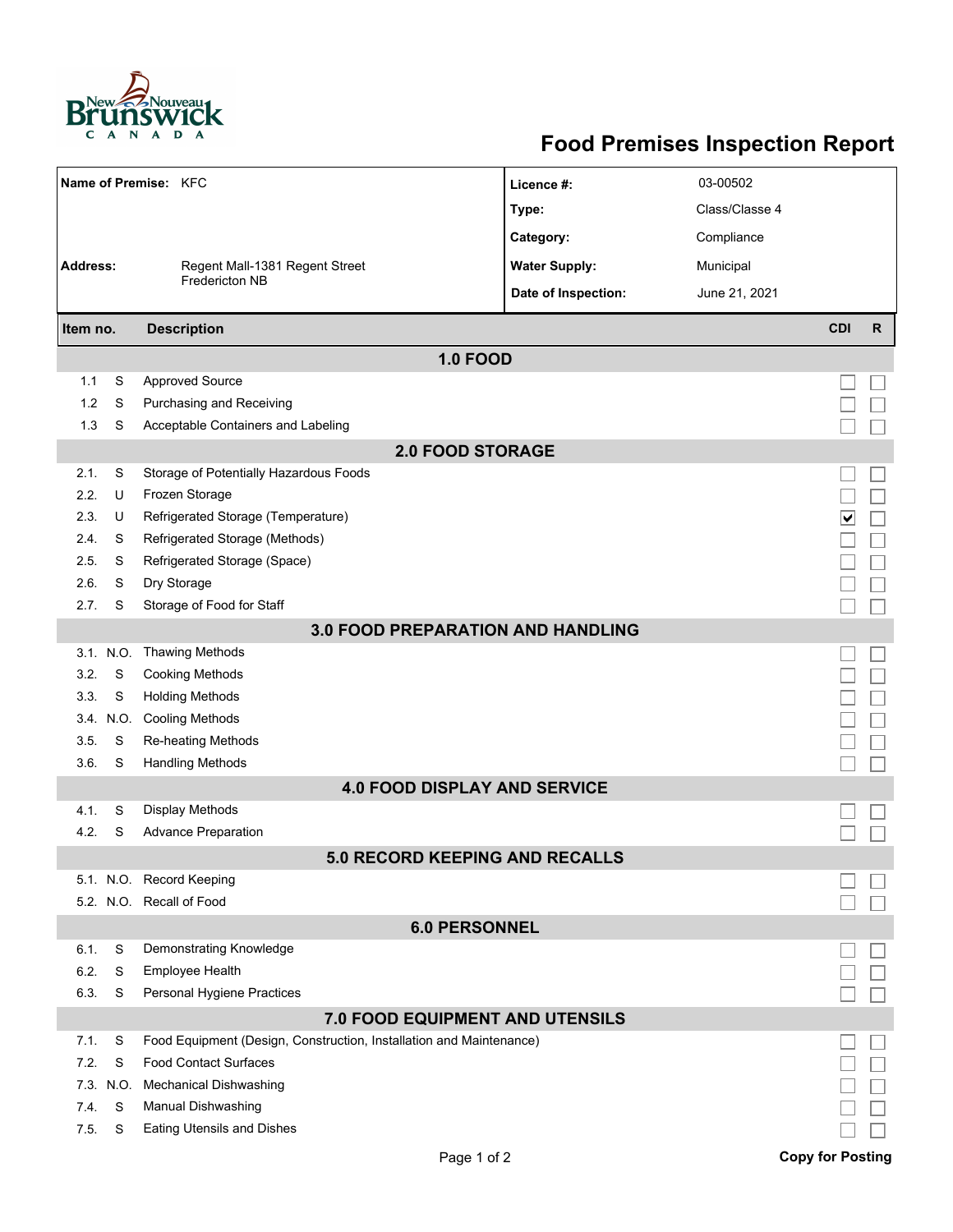# Food Premises Inspection Report

| Name of Premise: KFC | | Licence #: | 03-00502 |
| --- | --- | --- | --- |
| | | Type: | Class/Classe 4 |
| | | Category: | Compliance |
| Address: | Regent Mall-1381 Regent Street Fredericton NB | Water Supply: | Municipal |
| | | Date of Inspection: | June 21, 2021 |

| Item no. | | Description | CDI | R |
| --- | --- | --- | --- | --- |
| **1.0 FOOD** | | | | |
| 1.1 | S | Approved Source | ☐ | ☐ |
| 1.2 | S | Purchasing and Receiving | ☐ | ☐ |
| 1.3 | S | Acceptable Containers and Labeling | ☐ | ☐ |
| **2.0 FOOD STORAGE** | | | | |
| 2.1. | S | Storage of Potentially Hazardous Foods | ☐ | ☐ |
| 2.2. | U | Frozen Storage | ☐ | ☐ |
| 2.3. | U | Refrigerated Storage (Temperature) | ☑ | ☐ |
| 2.4. | S | Refrigerated Storage (Methods) | ☐ | ☐ |
| 2.5. | S | Refrigerated Storage (Space) | ☐ | ☐ |
| 2.6. | S | Dry Storage | ☐ | ☐ |
| 2.7. | S | Storage of Food for Staff | ☐ | ☐ |
| **3.0 FOOD PREPARATION AND HANDLING** | | | | |
| 3.1. | N.O. | Thawing Methods | ☐ | ☐ |
| 3.2. | S | Cooking Methods | ☐ | ☐ |
| 3.3. | S | Holding Methods | ☐ | ☐ |
| 3.4. | N.O. | Cooling Methods | ☐ | ☐ |
| 3.5. | S | Re-heating Methods | ☐ | ☐ |
| 3.6. | S | Handling Methods | ☐ | ☐ |
| **4.0 FOOD DISPLAY AND SERVICE** | | | | |
| 4.1. | S | Display Methods | ☐ | ☐ |
| 4.2. | S | Advance Preparation | ☐ | ☐ |
| **5.0 RECORD KEEPING AND RECALLS** | | | | |
| 5.1. | N.O. | Record Keeping | ☐ | ☐ |
| 5.2. | N.O. | Recall of Food | ☐ | ☐ |
| **6.0 PERSONNEL** | | | | |
| 6.1. | S | Demonstrating Knowledge | ☐ | ☐ |
| 6.2. | S | Employee Health | ☐ | ☐ |
| 6.3. | S | Personal Hygiene Practices | ☐ | ☐ |
| **7.0 FOOD EQUIPMENT AND UTENSILS** | | | | |
| 7.1. | S | Food Equipment (Design, Construction, Installation and Maintenance) | ☐ | ☐ |
| 7.2. | S | Food Contact Surfaces | ☐ | ☐ |
| 7.3. | N.O. | Mechanical Dishwashing | ☐ | ☐ |
| 7.4. | S | Manual Dishwashing | ☐ | ☐ |
| 7.5. | S | Eating Utensils and Dishes | ☐ | ☐ |

**Copy for Posting**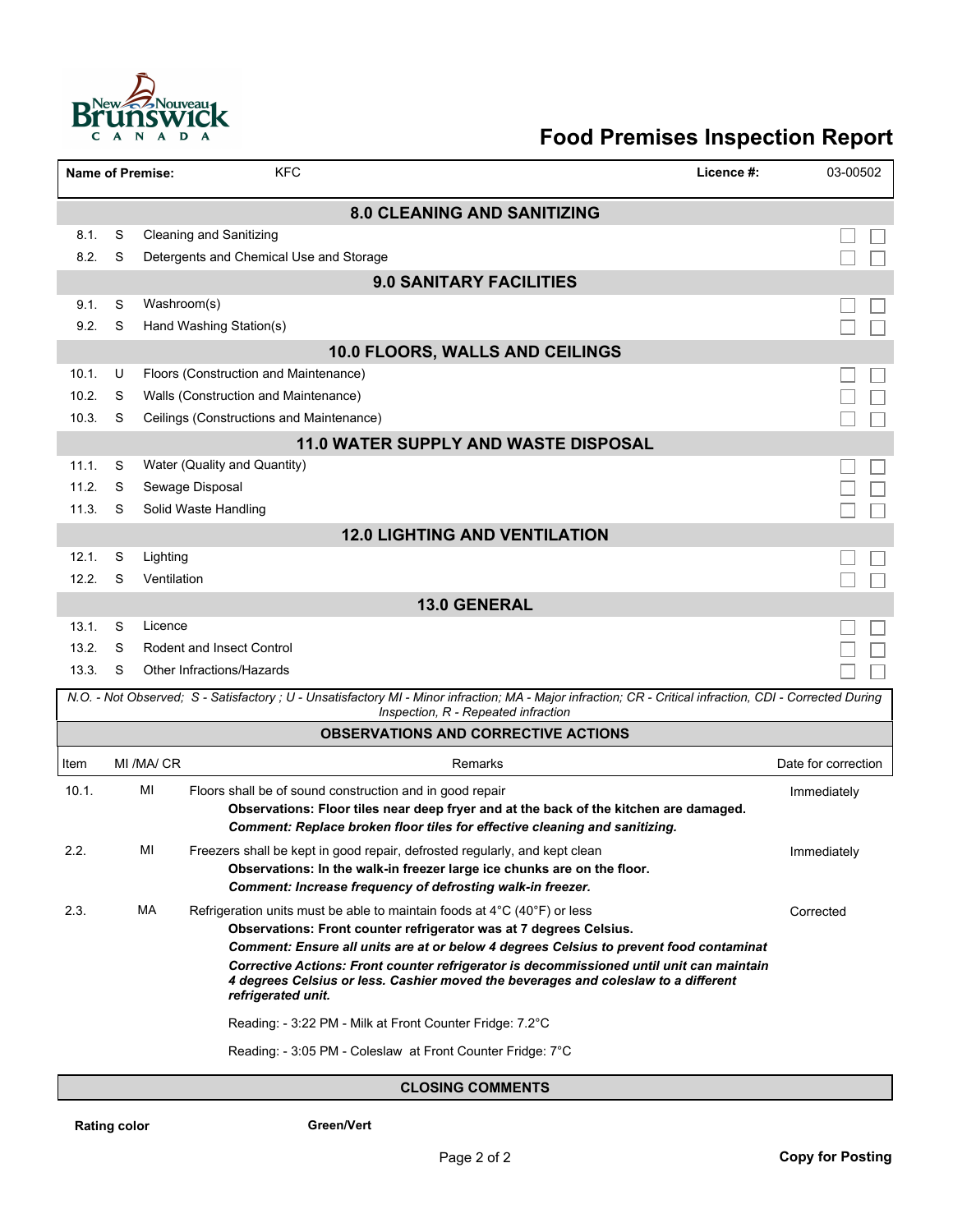# Food Premises Inspection Report

| Name of Premise: | KFC | Licence #: | 03-00502 |
|---|---|---|---|

## 8.0 CLEANING AND SANITIZING

| | | |
|---|---|---|
| 8.1. | S | Cleaning and Sanitizing |
| 8.2. | S | Detergents and Chemical Use and Storage |

## 9.0 SANITARY FACILITIES

| | | |
|---|---|---|
| 9.1. | S | Washroom(s) |
| 9.2. | S | Hand Washing Station(s) |

## 10.0 FLOORS, WALLS AND CEILINGS

| | | |
|---|---|---|
| 10.1. | U | Floors (Construction and Maintenance) |
| 10.2. | S | Walls (Construction and Maintenance) |
| 10.3. | S | Ceilings (Constructions and Maintenance) |

## 11.0 WATER SUPPLY AND WASTE DISPOSAL

| | | |
|---|---|---|
| 11.1. | S | Water (Quality and Quantity) |
| 11.2. | S | Sewage Disposal |
| 11.3. | S | Solid Waste Handling |

## 12.0 LIGHTING AND VENTILATION

| | | |
|---|---|---|
| 12.1. | S | Lighting |
| 12.2. | S | Ventilation |

## 13.0 GENERAL

| | | |
|---|---|---|
| 13.1. | S | Licence |
| 13.2. | S | Rodent and Insect Control |
| 13.3. | S | Other Infractions/Hazards |

*N.O. - Not Observed; S - Satisfactory ; U - Unsatisfactory MI - Minor infraction; MA - Major infraction; CR - Critical infraction, CDI - Corrected During Inspection, R - Repeated infraction*

## OBSERVATIONS AND CORRECTIVE ACTIONS

| Item | MI /MA/ CR | Remarks | Date for correction |
|---|---|---|---|
| 10.1. | MI | Floors shall be of sound construction and in good repair<br>**Observations: Floor tiles near deep fryer and at the back of the kitchen are damaged.**<br>***Comment: Replace broken floor tiles for effective cleaning and sanitizing.*** | Immediately |
| 2.2. | MI | Freezers shall be kept in good repair, defrosted regularly, and kept clean<br>**Observations: In the walk-in freezer large ice chunks are on the floor.**<br>***Comment: Increase frequency of defrosting walk-in freezer.*** | Immediately |
| 2.3. | MA | Refrigeration units must be able to maintain foods at 4°C (40°F) or less<br>**Observations: Front counter refrigerator was at 7 degrees Celsius.**<br>***Comment: Ensure all units are at or below 4 degrees Celsius to prevent food contaminat***<br>***Corrective Actions: Front counter refrigerator is decommissioned until unit can maintain 4 degrees Celsius or less. Cashier moved the beverages and coleslaw to a different refrigerated unit.***<br>Reading: - 3:22 PM - Milk at Front Counter Fridge: 7.2°C<br>Reading: - 3:05 PM - Coleslaw at Front Counter Fridge: 7°C | Corrected |

## CLOSING COMMENTS

**Rating color** **Green/Vert**

**Copy for Posting**